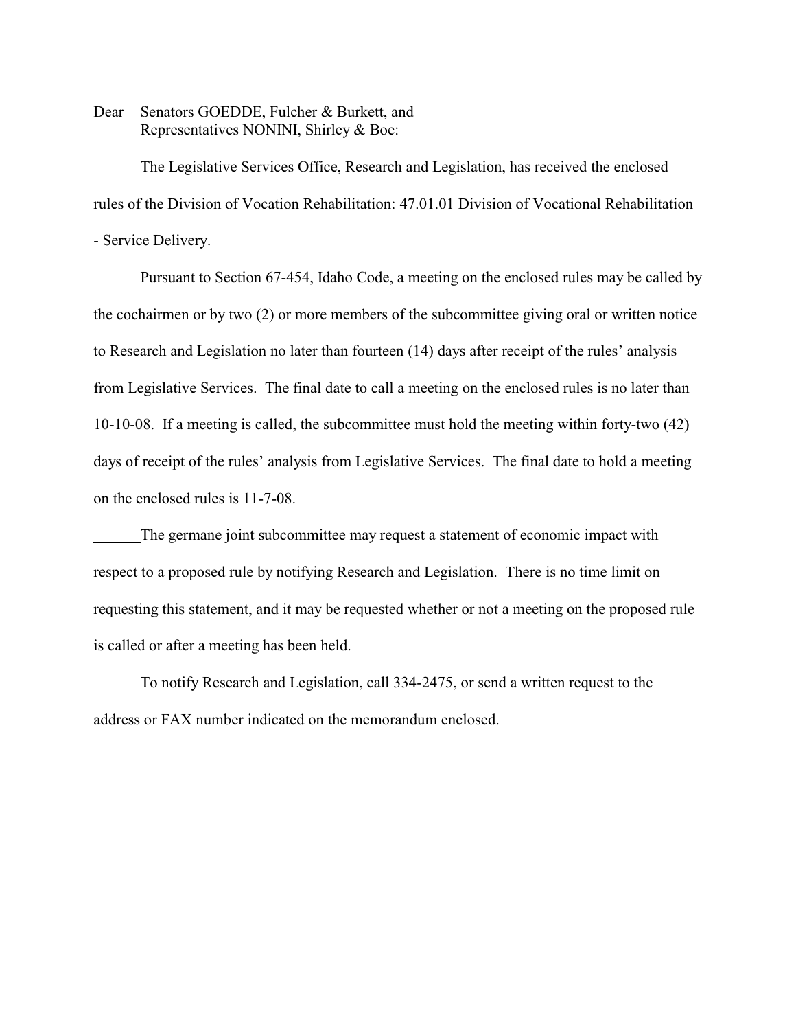Dear Senators GOEDDE, Fulcher & Burkett, and
Representatives NONINI, Shirley & Boe:

The Legislative Services Office, Research and Legislation, has received the enclosed rules of the Division of Vocation Rehabilitation: 47.01.01 Division of Vocational Rehabilitation - Service Delivery.

Pursuant to Section 67-454, Idaho Code, a meeting on the enclosed rules may be called by the cochairmen or by two (2) or more members of the subcommittee giving oral or written notice to Research and Legislation no later than fourteen (14) days after receipt of the rules' analysis from Legislative Services. The final date to call a meeting on the enclosed rules is no later than 10-10-08. If a meeting is called, the subcommittee must hold the meeting within forty-two (42) days of receipt of the rules' analysis from Legislative Services. The final date to hold a meeting on the enclosed rules is 11-7-08.

______The germane joint subcommittee may request a statement of economic impact with respect to a proposed rule by notifying Research and Legislation. There is no time limit on requesting this statement, and it may be requested whether or not a meeting on the proposed rule is called or after a meeting has been held.

To notify Research and Legislation, call 334-2475, or send a written request to the address or FAX number indicated on the memorandum enclosed.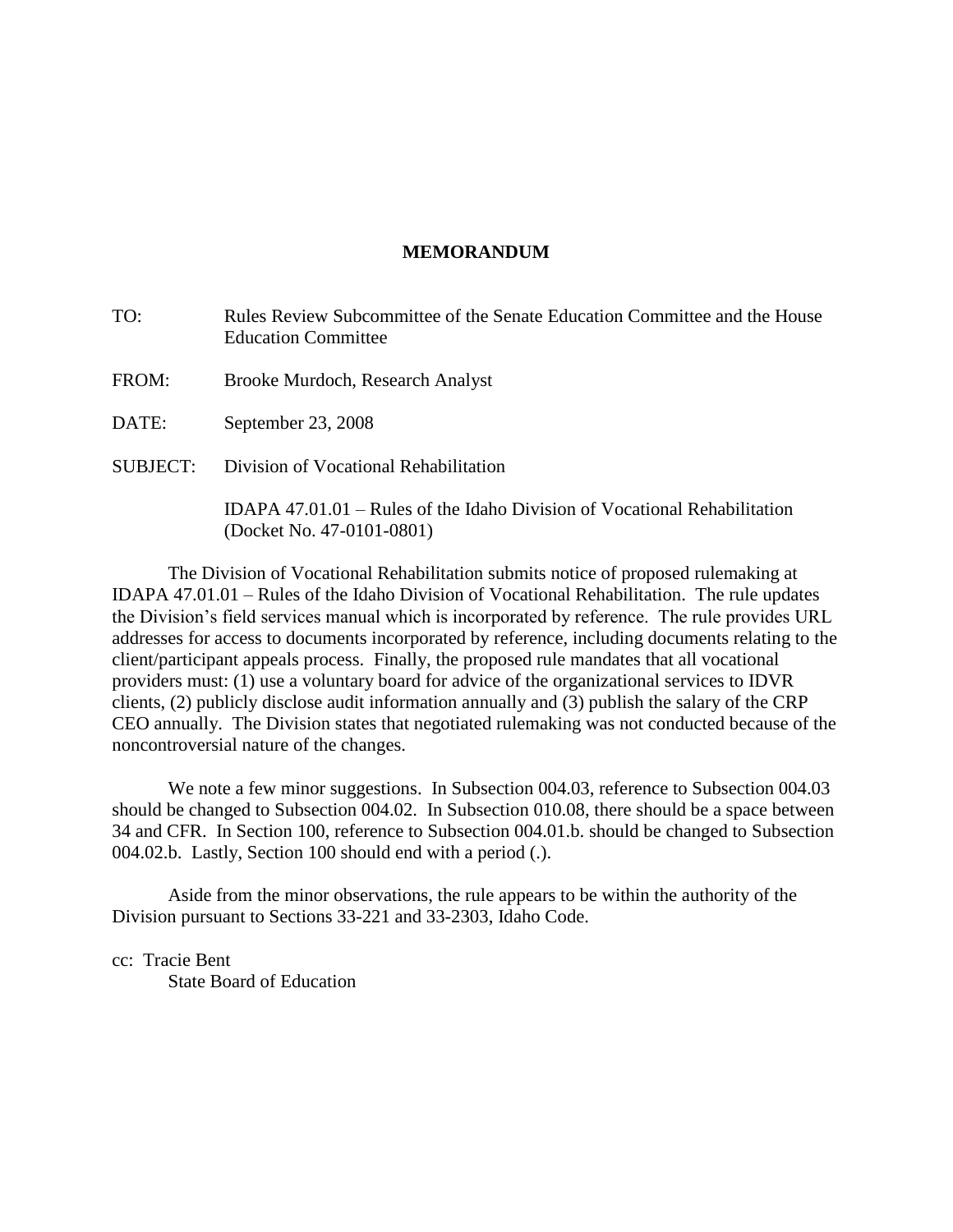# MEMORANDUM

TO: Rules Review Subcommittee of the Senate Education Committee and the House Education Committee

FROM: Brooke Murdoch, Research Analyst

DATE: September 23, 2008

SUBJECT: Division of Vocational Rehabilitation

IDAPA 47.01.01 – Rules of the Idaho Division of Vocational Rehabilitation (Docket No. 47-0101-0801)

The Division of Vocational Rehabilitation submits notice of proposed rulemaking at IDAPA 47.01.01 – Rules of the Idaho Division of Vocational Rehabilitation. The rule updates the Division's field services manual which is incorporated by reference. The rule provides URL addresses for access to documents incorporated by reference, including documents relating to the client/participant appeals process. Finally, the proposed rule mandates that all vocational providers must: (1) use a voluntary board for advice of the organizational services to IDVR clients, (2) publicly disclose audit information annually and (3) publish the salary of the CRP CEO annually. The Division states that negotiated rulemaking was not conducted because of the noncontroversial nature of the changes.

We note a few minor suggestions. In Subsection 004.03, reference to Subsection 004.03 should be changed to Subsection 004.02. In Subsection 010.08, there should be a space between 34 and CFR. In Section 100, reference to Subsection 004.01.b. should be changed to Subsection 004.02.b. Lastly, Section 100 should end with a period (.).

Aside from the minor observations, the rule appears to be within the authority of the Division pursuant to Sections 33-221 and 33-2303, Idaho Code.

cc: Tracie Bent
State Board of Education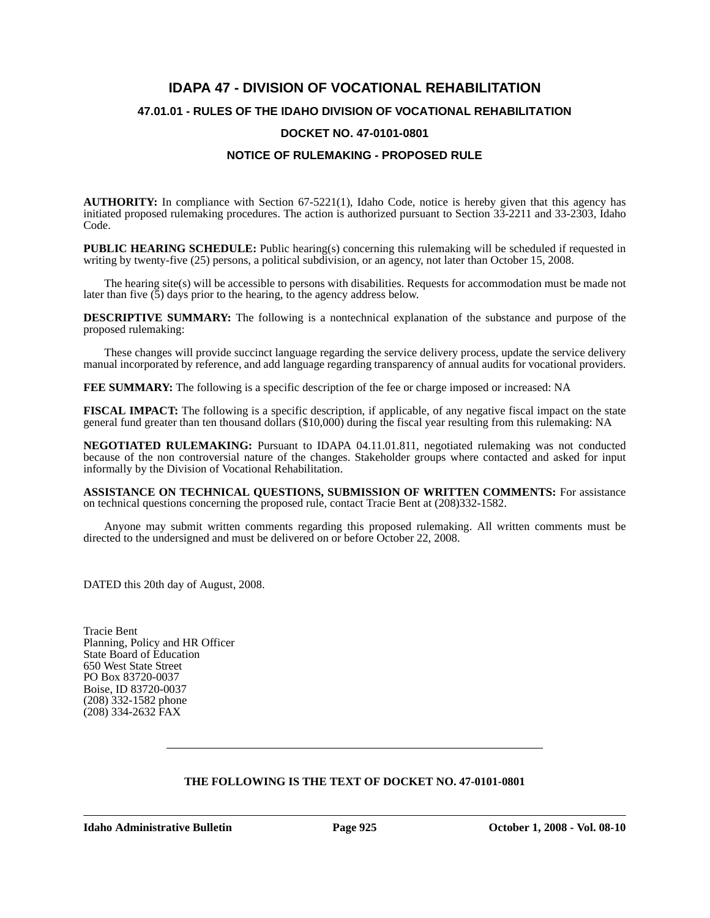# IDAPA 47 - DIVISION OF VOCATIONAL REHABILITATION

## 47.01.01 - RULES OF THE IDAHO DIVISION OF VOCATIONAL REHABILITATION

## DOCKET NO. 47-0101-0801

## NOTICE OF RULEMAKING - PROPOSED RULE

**AUTHORITY:** In compliance with Section 67-5221(1), Idaho Code, notice is hereby given that this agency has initiated proposed rulemaking procedures. The action is authorized pursuant to Section 33-2211 and 33-2303, Idaho Code.

**PUBLIC HEARING SCHEDULE:** Public hearing(s) concerning this rulemaking will be scheduled if requested in writing by twenty-five (25) persons, a political subdivision, or an agency, not later than October 15, 2008.

The hearing site(s) will be accessible to persons with disabilities. Requests for accommodation must be made not later than five (5) days prior to the hearing, to the agency address below.

**DESCRIPTIVE SUMMARY:** The following is a nontechnical explanation of the substance and purpose of the proposed rulemaking:

These changes will provide succinct language regarding the service delivery process, update the service delivery manual incorporated by reference, and add language regarding transparency of annual audits for vocational providers.

**FEE SUMMARY:** The following is a specific description of the fee or charge imposed or increased: NA

**FISCAL IMPACT:** The following is a specific description, if applicable, of any negative fiscal impact on the state general fund greater than ten thousand dollars ($10,000) during the fiscal year resulting from this rulemaking: NA

**NEGOTIATED RULEMAKING:** Pursuant to IDAPA 04.11.01.811, negotiated rulemaking was not conducted because of the non controversial nature of the changes. Stakeholder groups where contacted and asked for input informally by the Division of Vocational Rehabilitation.

**ASSISTANCE ON TECHNICAL QUESTIONS, SUBMISSION OF WRITTEN COMMENTS:** For assistance on technical questions concerning the proposed rule, contact Tracie Bent at (208)332-1582.

Anyone may submit written comments regarding this proposed rulemaking. All written comments must be directed to the undersigned and must be delivered on or before October 22, 2008.

DATED this 20th day of August, 2008.

Tracie Bent
Planning, Policy and HR Officer
State Board of Education
650 West State Street
PO Box 83720-0037
Boise, ID 83720-0037
(208) 332-1582 phone
(208) 334-2632 FAX

---

**THE FOLLOWING IS THE TEXT OF DOCKET NO. 47-0101-0801**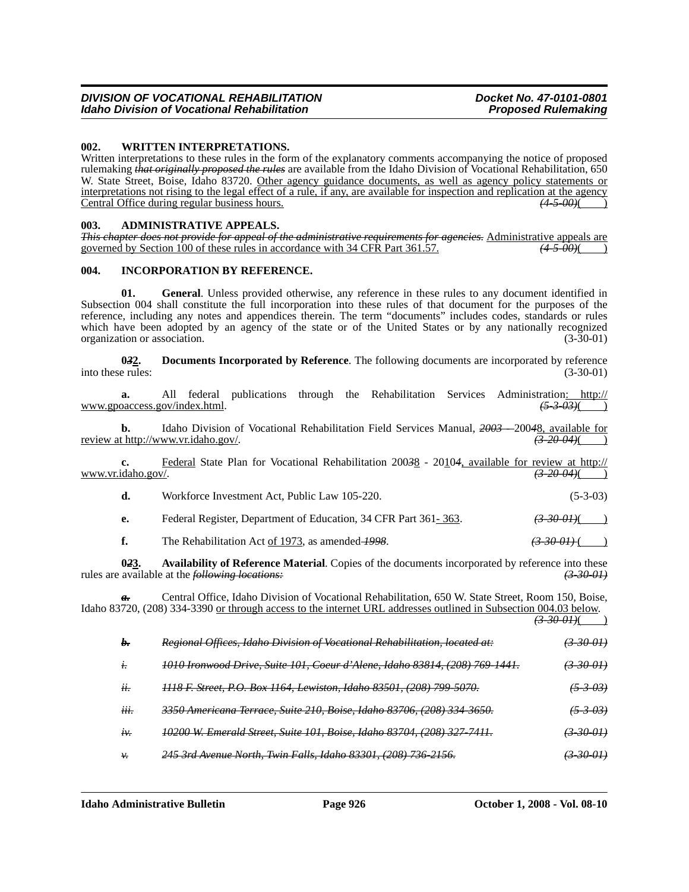**002. WRITTEN INTERPRETATIONS.**

Written interpretations to these rules in the form of the explanatory comments accompanying the notice of proposed rulemaking ~~*that originally proposed the rules*~~ are available from the Idaho Division of Vocational Rehabilitation, 650 W. State Street, Boise, Idaho 83720. <u>Other agency guidance documents, as well as agency policy statements or interpretations not rising to the legal effect of a rule, if any, are available for inspection and replication at the agency Central Office during regular business hours.</u> ~~*(4-5-00)*~~(    )

**003. ADMINISTRATIVE APPEALS.**

~~*This chapter does not provide for appeal of the administrative requirements for agencies.*~~ <u>Administrative appeals are governed by Section 100 of these rules in accordance with 34 CFR Part 361.57.</u> ~~*(4-5-00)*~~(    )

**004. INCORPORATION BY REFERENCE.**

**01. General**. Unless provided otherwise, any reference in these rules to any document identified in Subsection 004 shall constitute the full incorporation into these rules of that document for the purposes of the reference, including any notes and appendices therein. The term "documents" includes codes, standards or rules which have been adopted by an agency of the state or of the United States or by any nationally recognized organization or association. (3-30-01)

**0~~*3*~~<u>2</u>. Documents Incorporated by Reference**. The following documents are incorporated by reference into these rules: (3-30-01)

**a.** All federal publications through the Rehabilitation Services Administration<u>: http://www.gpoaccess.gov/index.html</u>. ~~*(5-3-03)*~~(    )

**b.** Idaho Division of Vocational Rehabilitation Field Services Manual, ~~*2003 –*~~ 200~~*4*~~<u>8, available for review at http://www.vr.idaho.gov/</u>. ~~*(3-20-04)*~~(    )

**c.** <u>Federal</u> State Plan for Vocational Rehabilitation 200~~*3*~~<u>8</u> - 20<u>1</u>0~~*4*~~<u>, available for review at http://www.vr.idaho.gov/</u>. ~~*(3-20-04)*~~(    )

**d.** Workforce Investment Act, Public Law 105-220. (5-3-03)

**e.** Federal Register, Department of Education, 34 CFR Part 361<u>- 363</u>. ~~*(3-30-01)*~~(    )

**f.** The Rehabilitation Act <u>of 1973</u>, as amended ~~*1998*~~. ~~*(3-30-01)*~~ (    )

**0~~*2*~~<u>3</u>. Availability of Reference Material**. Copies of the documents incorporated by reference into these rules are available at the ~~*following locations:*~~ ~~*(3-30-01)*~~

~~***a.***~~ Central Office, Idaho Division of Vocational Rehabilitation, 650 W. State Street, Room 150, Boise, Idaho 83720, (208) 334-3390 <u>or through access to the internet URL addresses outlined in Subsection 004.03 below</u>. ~~*(3-30-01)*~~(    )

~~***b.*** *Regional Offices, Idaho Division of Vocational Rehabilitation, located at:* *(3-30-01)*~~

~~*i. 1010 Ironwood Drive, Suite 101, Coeur d'Alene, Idaho 83814, (208) 769-1441.* *(3-30-01)*~~

~~*ii. 1118 F. Street, P.O. Box 1164, Lewiston, Idaho 83501, (208) 799-5070.* *(5-3-03)*~~

~~*iii. 3350 Americana Terrace, Suite 210, Boise, Idaho 83706, (208) 334-3650.* *(5-3-03)*~~

~~*iv. 10200 W. Emerald Street, Suite 101, Boise, Idaho 83704, (208) 327-7411.* *(3-30-01)*~~

~~*v. 245 3rd Avenue North, Twin Falls, Idaho 83301, (208) 736-2156.* *(3-30-01)*~~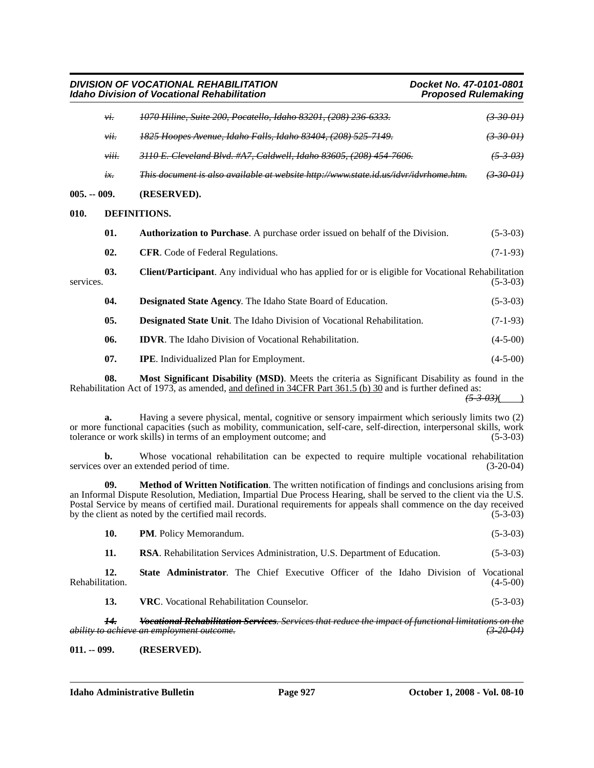vi. ~~1070 Hiline, Suite 200, Pocatello, Idaho 83201, (208) 236-6333.~~ ~~(3-30-01)~~

vii. ~~1825 Hoopes Avenue, Idaho Falls, Idaho 83404, (208) 525-7149.~~ ~~(3-30-01)~~

viii. ~~3110 E. Cleveland Blvd. #A7, Caldwell, Idaho 83605, (208) 454-7606.~~ ~~(5-3-03)~~

ix. ~~This document is also available at website http://www.state.id.us/idvr/idvrhome.htm.~~ ~~(3-30-01)~~

**005. -- 009. (RESERVED).**

**010. DEFINITIONS.**

**01. Authorization to Purchase**. A purchase order issued on behalf of the Division. (5-3-03)

**02. CFR**. Code of Federal Regulations. (7-1-93)

**03. Client/Participant**. Any individual who has applied for or is eligible for Vocational Rehabilitation services. (5-3-03)

**04. Designated State Agency**. The Idaho State Board of Education. (5-3-03)

**05. Designated State Unit**. The Idaho Division of Vocational Rehabilitation. (7-1-93)

**06. IDVR**. The Idaho Division of Vocational Rehabilitation. (4-5-00)

**07. IPE**. Individualized Plan for Employment. (4-5-00)

**08. Most Significant Disability (MSD)**. Meets the criteria as Significant Disability as found in the Rehabilitation Act of 1973, as amended, <u>and defined in 34CFR Part 361.5 (b) 30</u> and is further defined as: ~~*(5-3-03)*~~(    )

**a.** Having a severe physical, mental, cognitive or sensory impairment which seriously limits two (2) or more functional capacities (such as mobility, communication, self-care, self-direction, interpersonal skills, work tolerance or work skills) in terms of an employment outcome; and (5-3-03)

**b.** Whose vocational rehabilitation can be expected to require multiple vocational rehabilitation services over an extended period of time. (3-20-04)

**09. Method of Written Notification**. The written notification of findings and conclusions arising from an Informal Dispute Resolution, Mediation, Impartial Due Process Hearing, shall be served to the client via the U.S. Postal Service by means of certified mail. Durational requirements for appeals shall commence on the day received by the client as noted by the certified mail records. (5-3-03)

**10. PM**. Policy Memorandum. (5-3-03)

**11. RSA**. Rehabilitation Services Administration, U.S. Department of Education. (5-3-03)

**12. State Administrator**. The Chief Executive Officer of the Idaho Division of Vocational Rehabilitation. (4-5-00)

**13. VRC**. Vocational Rehabilitation Counselor. (5-3-03)

~~***14. Vocational Rehabilitation Services***. *Services that reduce the impact of functional limitations on the ability to achieve an employment outcome.* *(3-20-04)*~~

**011. -- 099. (RESERVED).**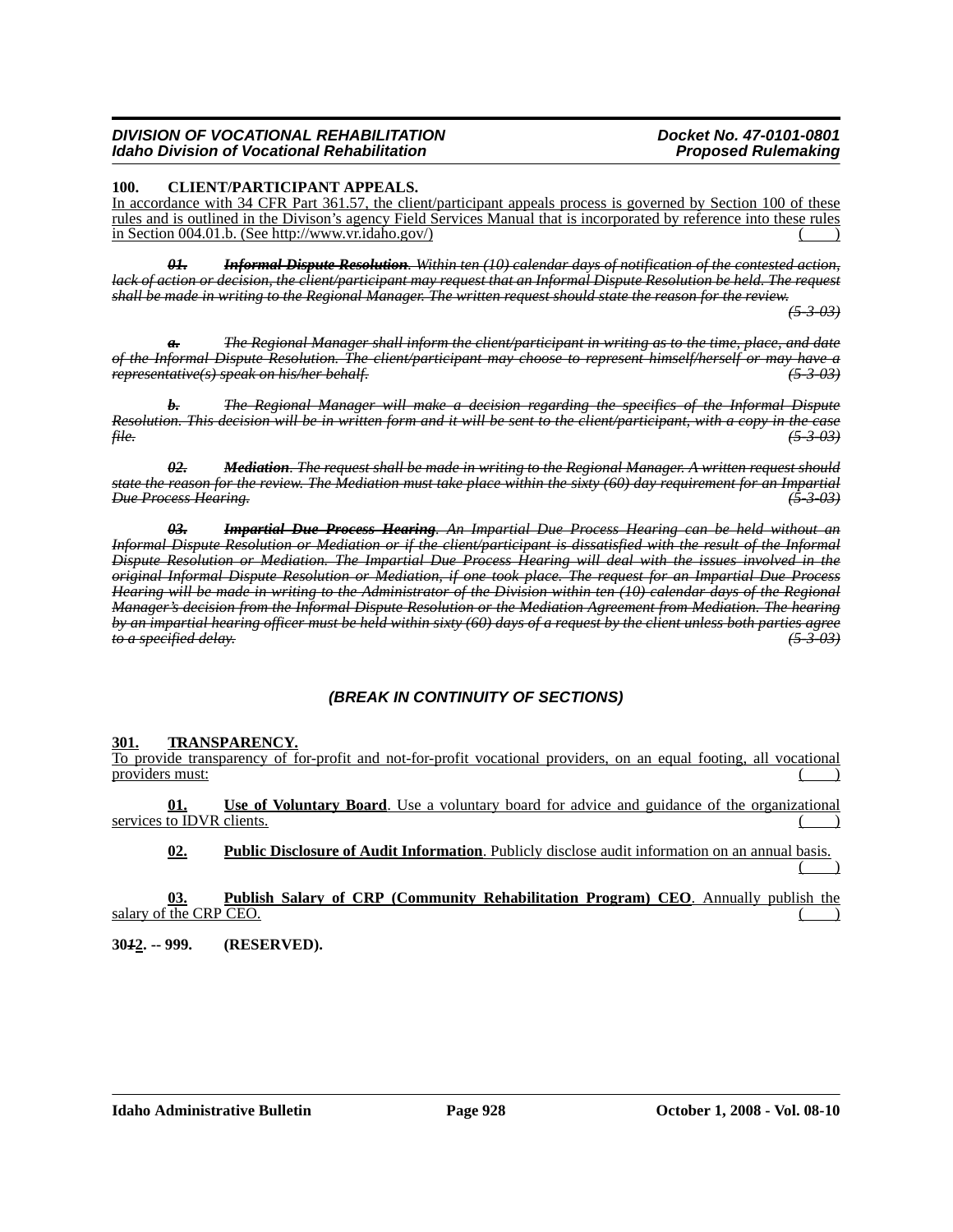**100. CLIENT/PARTICIPANT APPEALS.**

In accordance with 34 CFR Part 361.57, the client/participant appeals process is governed by Section 100 of these rules and is outlined in the Divison's agency Field Services Manual that is incorporated by reference into these rules in Section 004.01.b. (See http://www.vr.idaho.gov/) ( )

~~***01. Informal Dispute Resolution**. Within ten (10) calendar days of notification of the contested action, lack of action or decision, the client/participant may request that an Informal Dispute Resolution be held. The request shall be made in writing to the Regional Manager. The written request should state the reason for the review.* *(5-3-03)*~~

~~***a.** The Regional Manager shall inform the client/participant in writing as to the time, place, and date of the Informal Dispute Resolution. The client/participant may choose to represent himself/herself or may have a representative(s) speak on his/her behalf.* *(5-3-03)*~~

~~***b.** The Regional Manager will make a decision regarding the specifics of the Informal Dispute Resolution. This decision will be in written form and it will be sent to the client/participant, with a copy in the case file.* *(5-3-03)*~~

~~***02. Mediation**. The request shall be made in writing to the Regional Manager. A written request should state the reason for the review. The Mediation must take place within the sixty (60) day requirement for an Impartial Due Process Hearing.* *(5-3-03)*~~

~~***03. Impartial Due Process Hearing**. An Impartial Due Process Hearing can be held without an Informal Dispute Resolution or Mediation or if the client/participant is dissatisfied with the result of the Informal Dispute Resolution or Mediation. The Impartial Due Process Hearing will deal with the issues involved in the original Informal Dispute Resolution or Mediation, if one took place. The request for an Impartial Due Process Hearing will be made in writing to the Administrator of the Division within ten (10) calendar days of the Regional Manager's decision from the Informal Dispute Resolution or the Mediation Agreement from Mediation. The hearing by an impartial hearing officer must be held within sixty (60) days of a request by the client unless both parties agree to a specified delay.* *(5-3-03)*~~

***(BREAK IN CONTINUITY OF SECTIONS)***

**301. TRANSPARENCY.**

To provide transparency of for-profit and not-for-profit vocational providers, on an equal footing, all vocational providers must: ( )

**01. Use of Voluntary Board**. Use a voluntary board for advice and guidance of the organizational services to IDVR clients. ( )

**02. Public Disclosure of Audit Information**. Publicly disclose audit information on an annual basis. ( )

**03. Publish Salary of CRP (Community Rehabilitation Program) CEO**. Annually publish the salary of the CRP CEO. ( )

**30~~*1*~~2. -- 999. (RESERVED).**